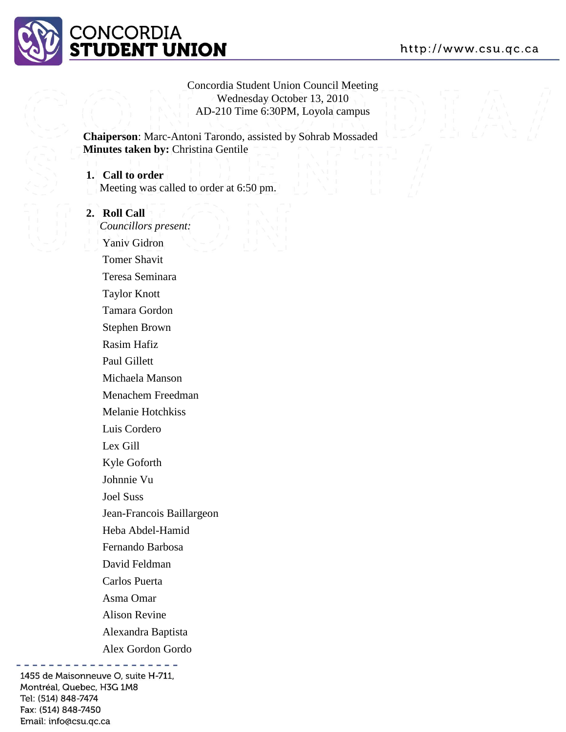Concordia Student Union Council Meeting
Wednesday October 13, 2010
AD-210 Time 6:30PM, Loyola campus

**Chaiperson**: Marc-Antoni Tarondo, assisted by Sohrab Mossaded
**Minutes taken by:** Christina Gentile

1. **Call to order**

   Meeting was called to order at 6:50 pm.

2. **Roll Call**

   *Councillors present:*

   Yaniv Gidron
   Tomer Shavit
   Teresa Seminara
   Taylor Knott
   Tamara Gordon
   Stephen Brown
   Rasim Hafiz
   Paul Gillett
   Michaela Manson
   Menachem Freedman
   Melanie Hotchkiss
   Luis Cordero
   Lex Gill
   Kyle Goforth
   Johnnie Vu
   Joel Suss
   Jean-Francois Baillargeon
   Heba Abdel-Hamid
   Fernando Barbosa
   David Feldman
   Carlos Puerta
   Asma Omar
   Alison Revine
   Alexandra Baptista
   Alex Gordon Gordo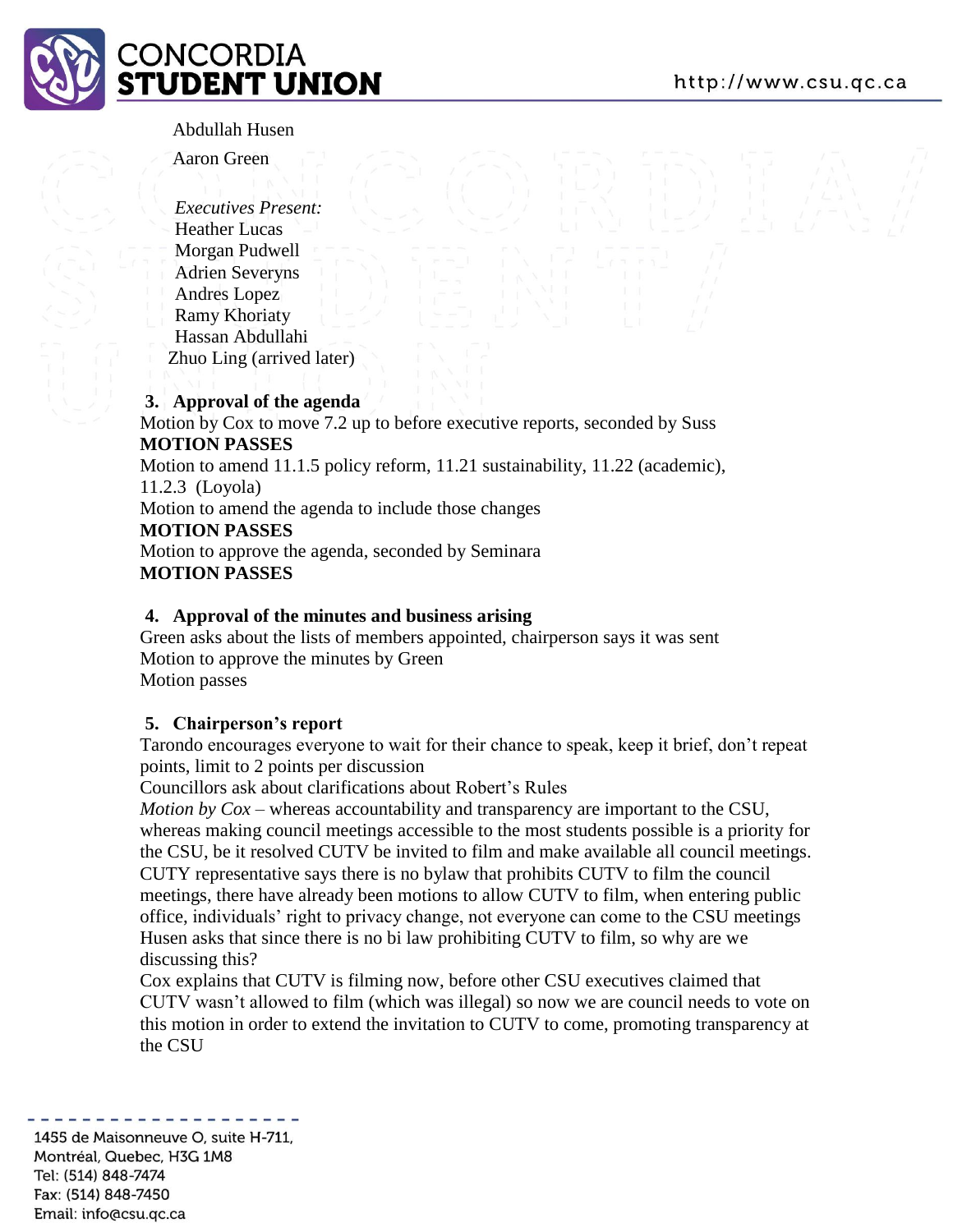Abdullah Husen
Aaron Green

*Executives Present:*
Heather Lucas
Morgan Pudwell
Adrien Severyns
Andres Lopez
Ramy Khoriaty
Hassan Abdullahi
Zhuo Ling (arrived later)

### 3. Approval of the agenda

Motion by Cox to move 7.2 up to before executive reports, seconded by Suss
**MOTION PASSES**
Motion to amend 11.1.5 policy reform, 11.21 sustainability, 11.22 (academic), 11.2.3 (Loyola)
Motion to amend the agenda to include those changes
**MOTION PASSES**
Motion to approve the agenda, seconded by Seminara
**MOTION PASSES**

### 4. Approval of the minutes and business arising

Green asks about the lists of members appointed, chairperson says it was sent
Motion to approve the minutes by Green
Motion passes

### 5. Chairperson's report

Tarondo encourages everyone to wait for their chance to speak, keep it brief, don't repeat points, limit to 2 points per discussion
Councillors ask about clarifications about Robert's Rules
*Motion by Cox* – whereas accountability and transparency are important to the CSU, whereas making council meetings accessible to the most students possible is a priority for the CSU, be it resolved CUTV be invited to film and make available all council meetings.
CUTY representative says there is no bylaw that prohibits CUTV to film the council meetings, there have already been motions to allow CUTV to film, when entering public office, individuals' right to privacy change, not everyone can come to the CSU meetings
Husen asks that since there is no bi law prohibiting CUTV to film, so why are we discussing this?
Cox explains that CUTV is filming now, before other CSU executives claimed that CUTV wasn't allowed to film (which was illegal) so now we are council needs to vote on this motion in order to extend the invitation to CUTV to come, promoting transparency at the CSU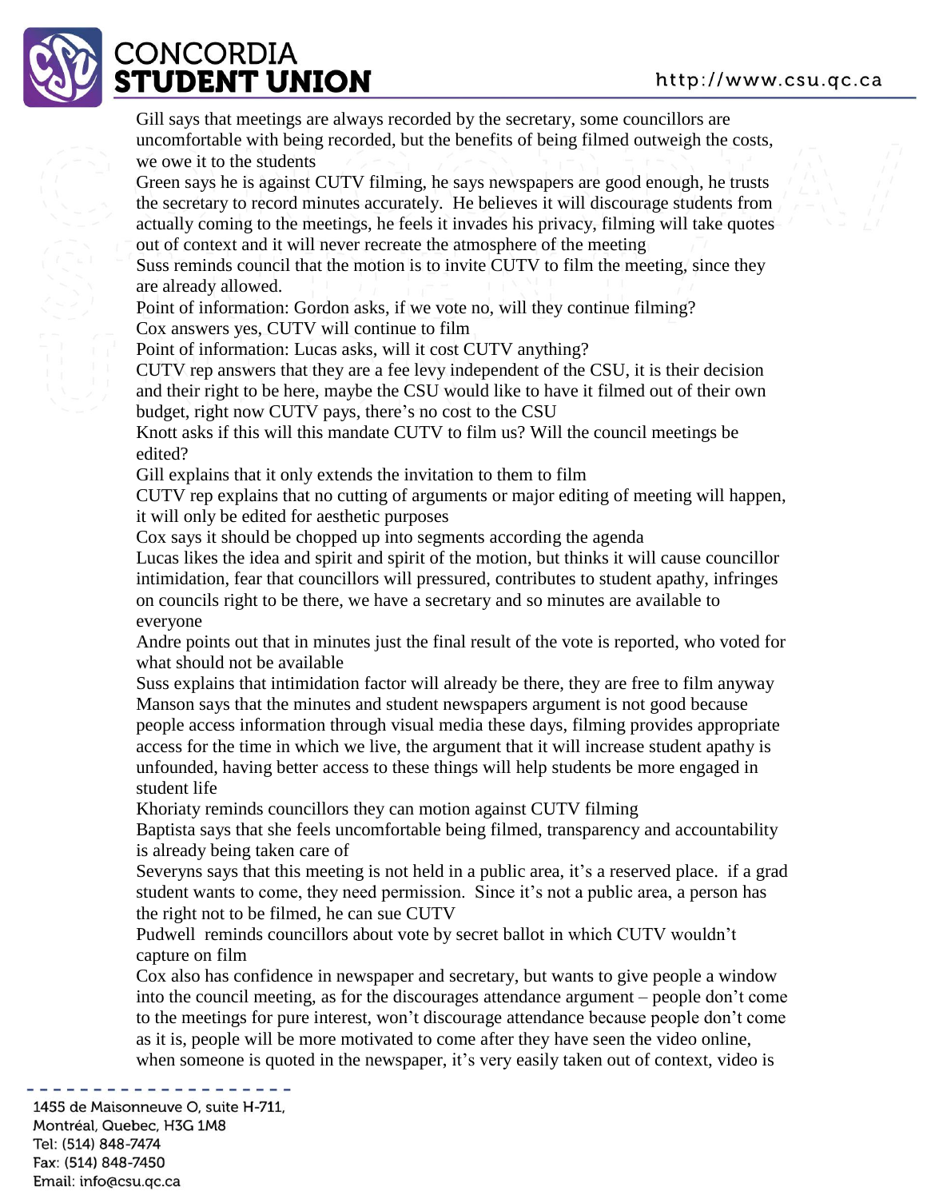Gill says that meetings are always recorded by the secretary, some councillors are uncomfortable with being recorded, but the benefits of being filmed outweigh the costs, we owe it to the students

Green says he is against CUTV filming, he says newspapers are good enough, he trusts the secretary to record minutes accurately. He believes it will discourage students from actually coming to the meetings, he feels it invades his privacy, filming will take quotes out of context and it will never recreate the atmosphere of the meeting

Suss reminds council that the motion is to invite CUTV to film the meeting, since they are already allowed.

Point of information: Gordon asks, if we vote no, will they continue filming?

Cox answers yes, CUTV will continue to film

Point of information: Lucas asks, will it cost CUTV anything?

CUTV rep answers that they are a fee levy independent of the CSU, it is their decision and their right to be here, maybe the CSU would like to have it filmed out of their own budget, right now CUTV pays, there's no cost to the CSU

Knott asks if this will this mandate CUTV to film us? Will the council meetings be edited?

Gill explains that it only extends the invitation to them to film

CUTV rep explains that no cutting of arguments or major editing of meeting will happen, it will only be edited for aesthetic purposes

Cox says it should be chopped up into segments according the agenda

Lucas likes the idea and spirit and spirit of the motion, but thinks it will cause councillor intimidation, fear that councillors will pressured, contributes to student apathy, infringes on councils right to be there, we have a secretary and so minutes are available to everyone

Andre points out that in minutes just the final result of the vote is reported, who voted for what should not be available

Suss explains that intimidation factor will already be there, they are free to film anyway

Manson says that the minutes and student newspapers argument is not good because people access information through visual media these days, filming provides appropriate access for the time in which we live, the argument that it will increase student apathy is unfounded, having better access to these things will help students be more engaged in student life

Khoriaty reminds councillors they can motion against CUTV filming

Baptista says that she feels uncomfortable being filmed, transparency and accountability is already being taken care of

Severyns says that this meeting is not held in a public area, it's a reserved place. if a grad student wants to come, they need permission. Since it's not a public area, a person has the right not to be filmed, he can sue CUTV

Pudwell reminds councillors about vote by secret ballot in which CUTV wouldn't capture on film

Cox also has confidence in newspaper and secretary, but wants to give people a window into the council meeting, as for the discourages attendance argument – people don't come to the meetings for pure interest, won't discourage attendance because people don't come as it is, people will be more motivated to come after they have seen the video online, when someone is quoted in the newspaper, it's very easily taken out of context, video is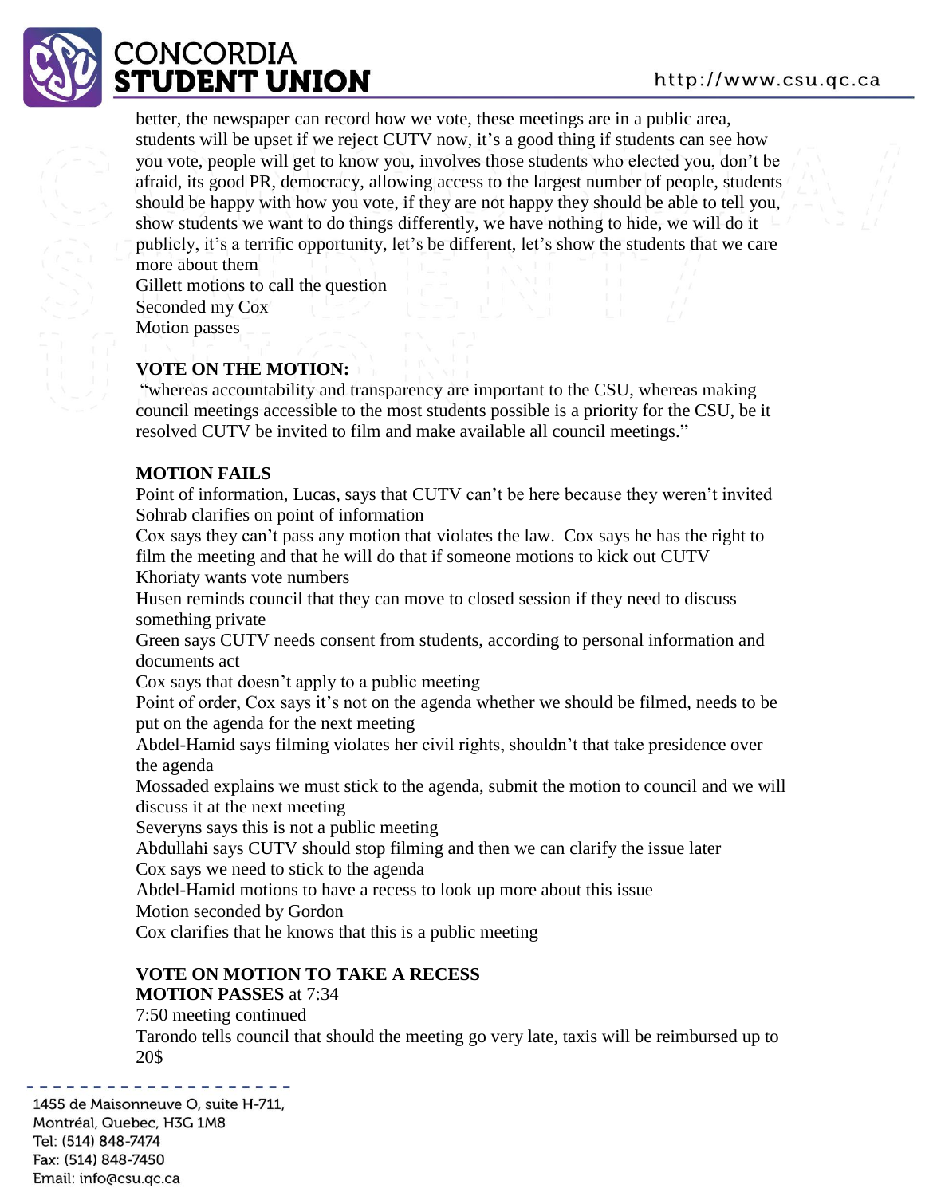better, the newspaper can record how we vote, these meetings are in a public area, students will be upset if we reject CUTV now, it's a good thing if students can see how you vote, people will get to know you, involves those students who elected you, don't be afraid, its good PR, democracy, allowing access to the largest number of people, students should be happy with how you vote, if they are not happy they should be able to tell you, show students we want to do things differently, we have nothing to hide, we will do it publicly, it's a terrific opportunity, let's be different, let's show the students that we care more about them

Gillett motions to call the question

Seconded my Cox

Motion passes

**VOTE ON THE MOTION:**

"whereas accountability and transparency are important to the CSU, whereas making council meetings accessible to the most students possible is a priority for the CSU, be it resolved CUTV be invited to film and make available all council meetings."

**MOTION FAILS**

Point of information, Lucas, says that CUTV can't be here because they weren't invited

Sohrab clarifies on point of information

Cox says they can't pass any motion that violates the law. Cox says he has the right to film the meeting and that he will do that if someone motions to kick out CUTV

Khoriaty wants vote numbers

Husen reminds council that they can move to closed session if they need to discuss something private

Green says CUTV needs consent from students, according to personal information and documents act

Cox says that doesn't apply to a public meeting

Point of order, Cox says it's not on the agenda whether we should be filmed, needs to be put on the agenda for the next meeting

Abdel-Hamid says filming violates her civil rights, shouldn't that take presidence over the agenda

Mossaded explains we must stick to the agenda, submit the motion to council and we will discuss it at the next meeting

Severyns says this is not a public meeting

Abdullahi says CUTV should stop filming and then we can clarify the issue later

Cox says we need to stick to the agenda

Abdel-Hamid motions to have a recess to look up more about this issue

Motion seconded by Gordon

Cox clarifies that he knows that this is a public meeting

**VOTE ON MOTION TO TAKE A RECESS**

**MOTION PASSES** at 7:34

7:50 meeting continued

Tarondo tells council that should the meeting go very late, taxis will be reimbursed up to 20$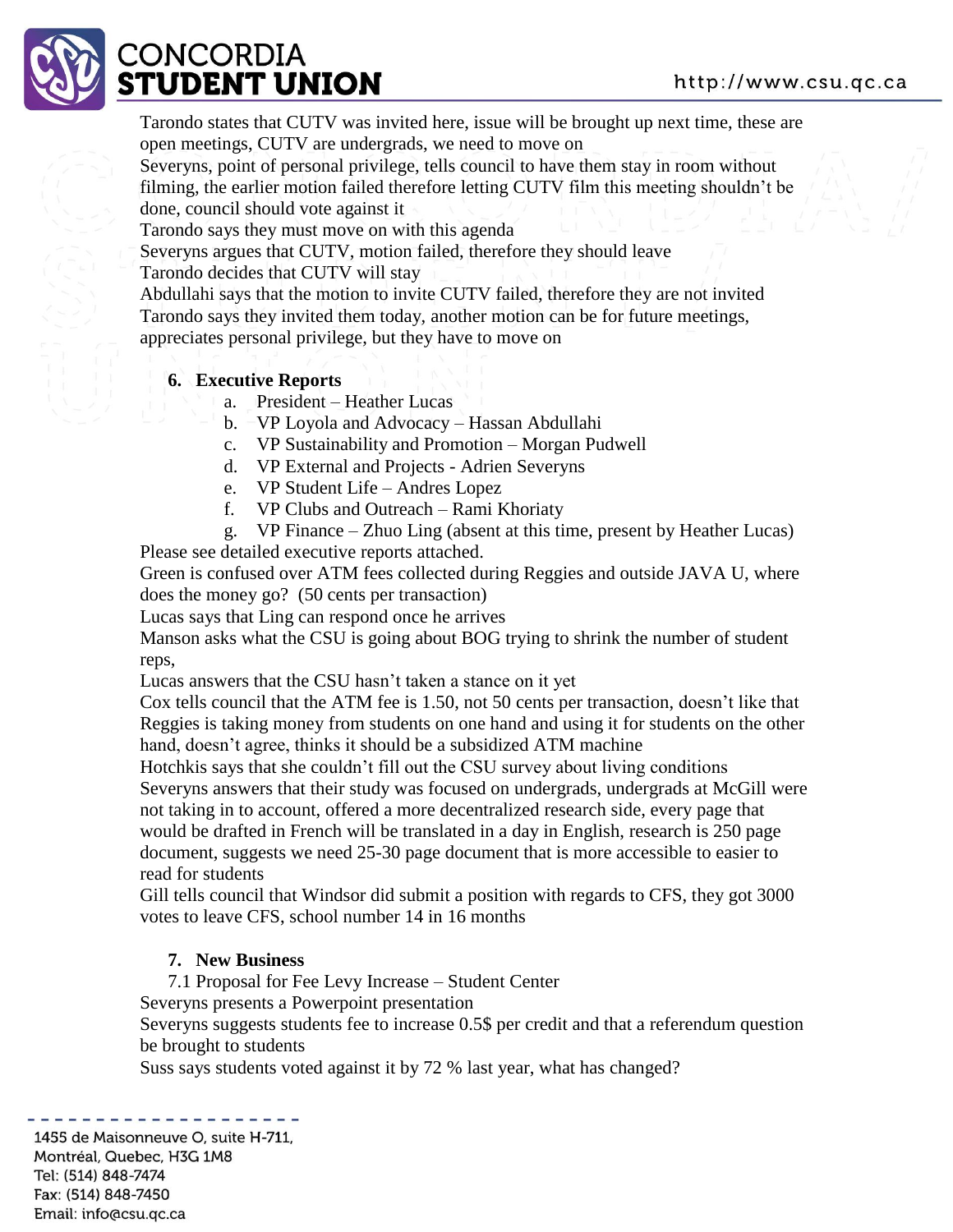Tarondo states that CUTV was invited here, issue will be brought up next time, these are open meetings, CUTV are undergrads, we need to move on

Severyns, point of personal privilege, tells council to have them stay in room without filming, the earlier motion failed therefore letting CUTV film this meeting shouldn't be done, council should vote against it

Tarondo says they must move on with this agenda

Severyns argues that CUTV, motion failed, therefore they should leave

Tarondo decides that CUTV will stay

Abdullahi says that the motion to invite CUTV failed, therefore they are not invited

Tarondo says they invited them today, another motion can be for future meetings, appreciates personal privilege, but they have to move on

6. **Executive Reports**
   a. President – Heather Lucas
   b. VP Loyola and Advocacy – Hassan Abdullahi
   c. VP Sustainability and Promotion – Morgan Pudwell
   d. VP External and Projects - Adrien Severyns
   e. VP Student Life – Andres Lopez
   f. VP Clubs and Outreach – Rami Khoriaty
   g. VP Finance – Zhuo Ling (absent at this time, present by Heather Lucas)

Please see detailed executive reports attached.

Green is confused over ATM fees collected during Reggies and outside JAVA U, where does the money go? (50 cents per transaction)

Lucas says that Ling can respond once he arrives

Manson asks what the CSU is going about BOG trying to shrink the number of student reps,

Lucas answers that the CSU hasn't taken a stance on it yet

Cox tells council that the ATM fee is 1.50, not 50 cents per transaction, doesn't like that Reggies is taking money from students on one hand and using it for students on the other hand, doesn't agree, thinks it should be a subsidized ATM machine

Hotchkis says that she couldn't fill out the CSU survey about living conditions

Severyns answers that their study was focused on undergrads, undergrads at McGill were not taking in to account, offered a more decentralized research side, every page that would be drafted in French will be translated in a day in English, research is 250 page document, suggests we need 25-30 page document that is more accessible to easier to read for students

Gill tells council that Windsor did submit a position with regards to CFS, they got 3000 votes to leave CFS, school number 14 in 16 months

7. **New Business**

7.1 Proposal for Fee Levy Increase – Student Center

Severyns presents a Powerpoint presentation

Severyns suggests students fee to increase 0.5$ per credit and that a referendum question be brought to students

Suss says students voted against it by 72 % last year, what has changed?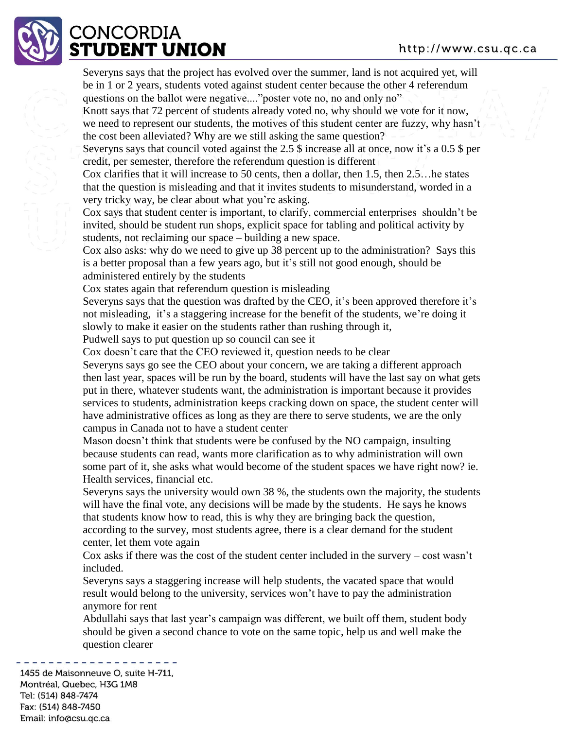Severyns says that the project has evolved over the summer, land is not acquired yet, will be in 1 or 2 years, students voted against student center because the other 4 referendum questions on the ballot were negative...."poster vote no, no and only no"

Knott says that 72 percent of students already voted no, why should we vote for it now, we need to represent our students, the motives of this student center are fuzzy, why hasn't the cost been alleviated? Why are we still asking the same question?

Severyns says that council voted against the 2.5 $ increase all at once, now it's a 0.5 $ per credit, per semester, therefore the referendum question is different

Cox clarifies that it will increase to 50 cents, then a dollar, then 1.5, then 2.5…he states that the question is misleading and that it invites students to misunderstand, worded in a very tricky way, be clear about what you're asking.

Cox says that student center is important, to clarify, commercial enterprises shouldn't be invited, should be student run shops, explicit space for tabling and political activity by students, not reclaiming our space – building a new space.

Cox also asks: why do we need to give up 38 percent up to the administration? Says this is a better proposal than a few years ago, but it's still not good enough, should be administered entirely by the students

Cox states again that referendum question is misleading

Severyns says that the question was drafted by the CEO, it's been approved therefore it's not misleading, it's a staggering increase for the benefit of the students, we're doing it slowly to make it easier on the students rather than rushing through it,

Pudwell says to put question up so council can see it

Cox doesn't care that the CEO reviewed it, question needs to be clear

Severyns says go see the CEO about your concern, we are taking a different approach then last year, spaces will be run by the board, students will have the last say on what gets put in there, whatever students want, the administration is important because it provides services to students, administration keeps cracking down on space, the student center will have administrative offices as long as they are there to serve students, we are the only campus in Canada not to have a student center

Mason doesn't think that students were be confused by the NO campaign, insulting because students can read, wants more clarification as to why administration will own some part of it, she asks what would become of the student spaces we have right now? ie. Health services, financial etc.

Severyns says the university would own 38 %, the students own the majority, the students will have the final vote, any decisions will be made by the students. He says he knows that students know how to read, this is why they are bringing back the question, according to the survey, most students agree, there is a clear demand for the student center, let them vote again

Cox asks if there was the cost of the student center included in the survery – cost wasn't included.

Severyns says a staggering increase will help students, the vacated space that would result would belong to the university, services won't have to pay the administration anymore for rent

Abdullahi says that last year's campaign was different, we built off them, student body should be given a second chance to vote on the same topic, help us and well make the question clearer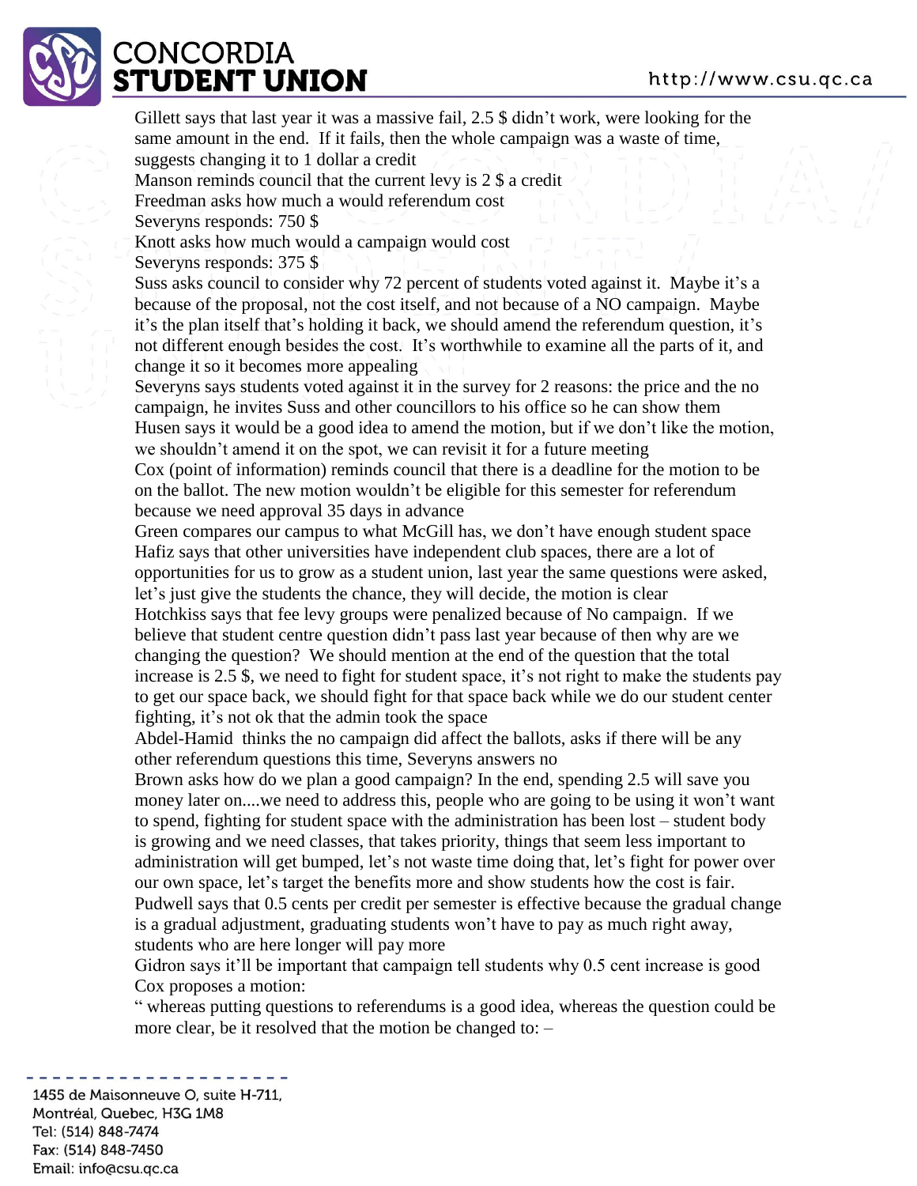Gillett says that last year it was a massive fail, 2.5 $ didn't work, were looking for the same amount in the end. If it fails, then the whole campaign was a waste of time, suggests changing it to 1 dollar a credit

Manson reminds council that the current levy is 2 $ a credit

Freedman asks how much a would referendum cost

Severyns responds: 750 $

Knott asks how much would a campaign would cost

Severyns responds: 375 $

Suss asks council to consider why 72 percent of students voted against it. Maybe it's a because of the proposal, not the cost itself, and not because of a NO campaign. Maybe it's the plan itself that's holding it back, we should amend the referendum question, it's not different enough besides the cost. It's worthwhile to examine all the parts of it, and change it so it becomes more appealing

Severyns says students voted against it in the survey for 2 reasons: the price and the no campaign, he invites Suss and other councillors to his office so he can show them

Husen says it would be a good idea to amend the motion, but if we don't like the motion, we shouldn't amend it on the spot, we can revisit it for a future meeting

Cox (point of information) reminds council that there is a deadline for the motion to be on the ballot. The new motion wouldn't be eligible for this semester for referendum because we need approval 35 days in advance

Green compares our campus to what McGill has, we don't have enough student space

Hafiz says that other universities have independent club spaces, there are a lot of opportunities for us to grow as a student union, last year the same questions were asked, let's just give the students the chance, they will decide, the motion is clear

Hotchkiss says that fee levy groups were penalized because of No campaign. If we believe that student centre question didn't pass last year because of then why are we changing the question? We should mention at the end of the question that the total increase is 2.5 $, we need to fight for student space, it's not right to make the students pay to get our space back, we should fight for that space back while we do our student center fighting, it's not ok that the admin took the space

Abdel-Hamid thinks the no campaign did affect the ballots, asks if there will be any other referendum questions this time, Severyns answers no

Brown asks how do we plan a good campaign? In the end, spending 2.5 will save you money later on....we need to address this, people who are going to be using it won't want to spend, fighting for student space with the administration has been lost – student body is growing and we need classes, that takes priority, things that seem less important to administration will get bumped, let's not waste time doing that, let's fight for power over our own space, let's target the benefits more and show students how the cost is fair.

Pudwell says that 0.5 cents per credit per semester is effective because the gradual change is a gradual adjustment, graduating students won't have to pay as much right away, students who are here longer will pay more

Gidron says it'll be important that campaign tell students why 0.5 cent increase is good

Cox proposes a motion:

" whereas putting questions to referendums is a good idea, whereas the question could be more clear, be it resolved that the motion be changed to: –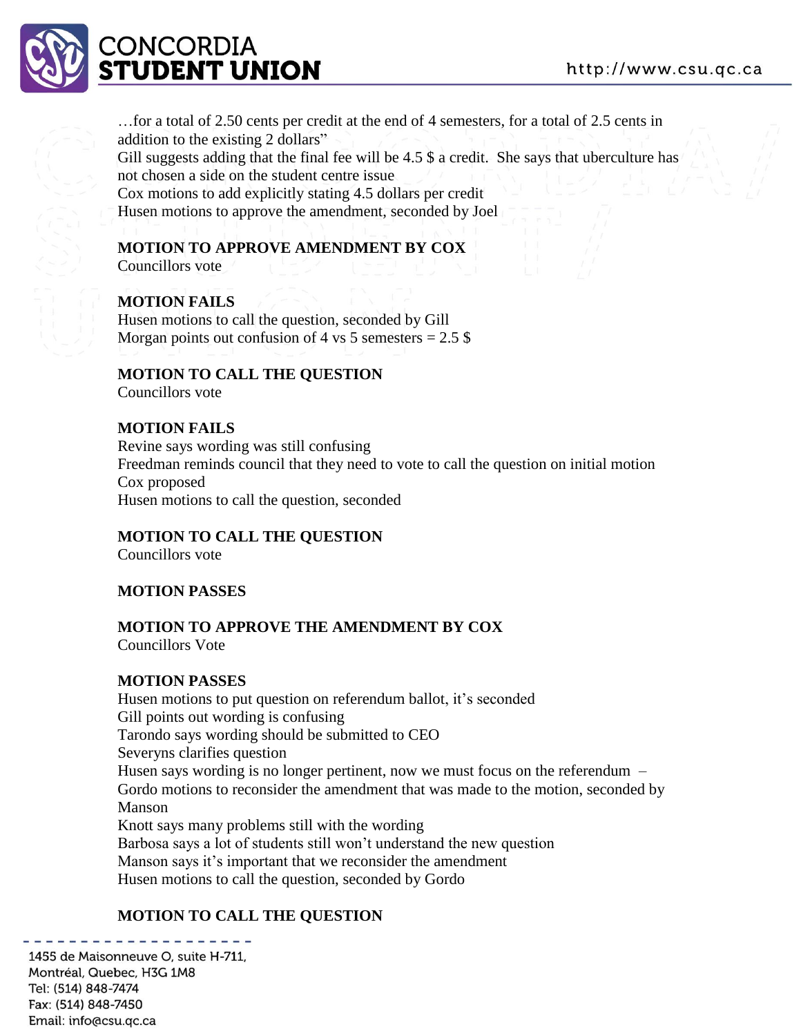…for a total of 2.50 cents per credit at the end of 4 semesters, for a total of 2.5 cents in addition to the existing 2 dollars"
Gill suggests adding that the final fee will be 4.5 $ a credit.  She says that uberculture has not chosen a side on the student centre issue
Cox motions to add explicitly stating 4.5 dollars per credit
Husen motions to approve the amendment, seconded by Joel

**MOTION TO APPROVE AMENDMENT BY COX**
Councillors vote

**MOTION FAILS**
Husen motions to call the question, seconded by Gill
Morgan points out confusion of 4 vs 5 semesters = 2.5 $

**MOTION TO CALL THE QUESTION**
Councillors vote

**MOTION FAILS**
Revine says wording was still confusing
Freedman reminds council that they need to vote to call the question on initial motion
Cox proposed
Husen motions to call the question, seconded

**MOTION TO CALL THE QUESTION**
Councillors vote

**MOTION PASSES**

**MOTION TO APPROVE THE AMENDMENT BY COX**
Councillors Vote

**MOTION PASSES**
Husen motions to put question on referendum ballot, it's seconded
Gill points out wording is confusing
Tarondo says wording should be submitted to CEO
Severyns clarifies question
Husen says wording is no longer pertinent, now we must focus on the referendum –
Gordo motions to reconsider the amendment that was made to the motion, seconded by Manson
Knott says many problems still with the wording
Barbosa says a lot of students still won't understand the new question
Manson says it's important that we reconsider the amendment
Husen motions to call the question, seconded by Gordo

**MOTION TO CALL THE QUESTION**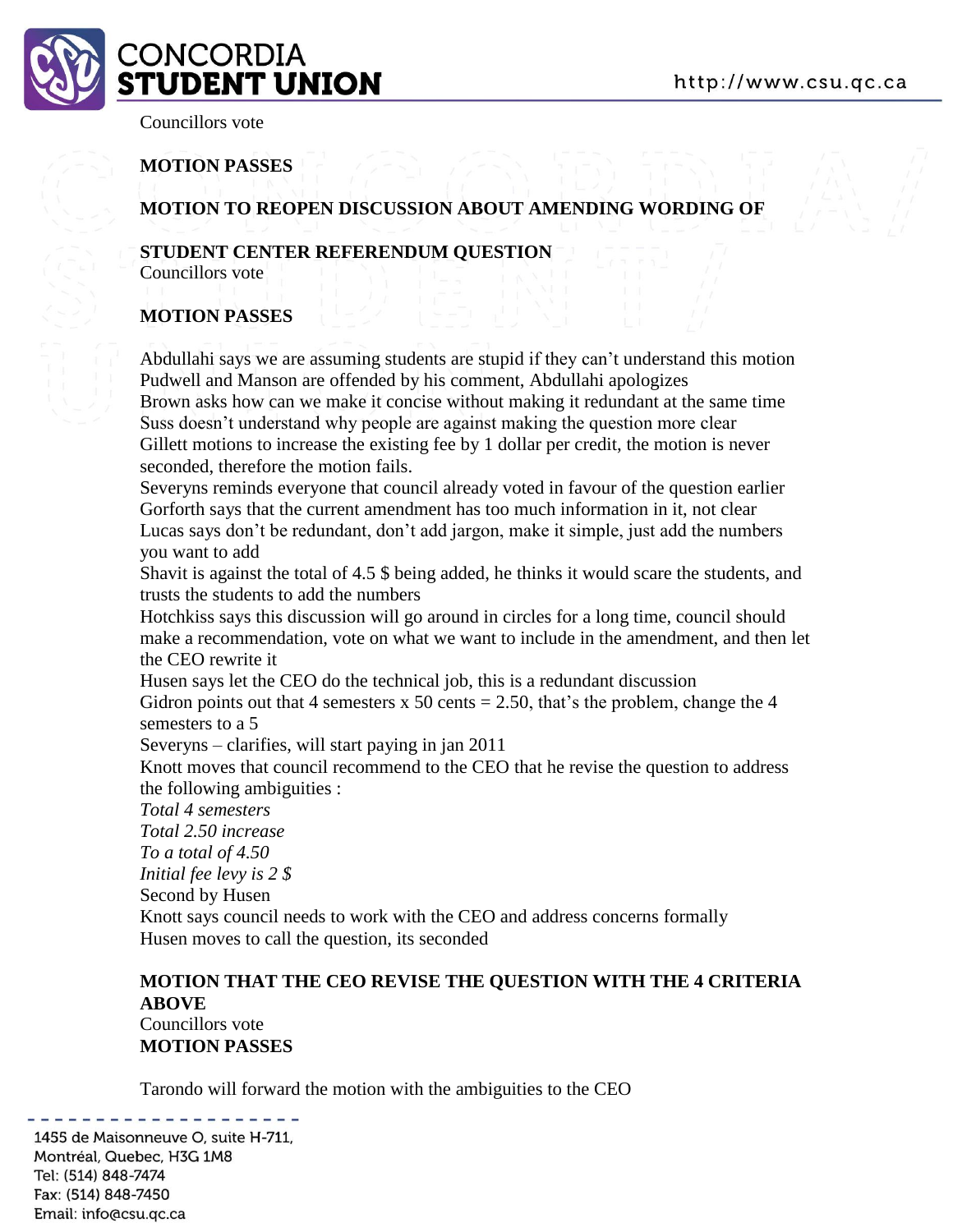Councillors vote

**MOTION PASSES**

**MOTION TO REOPEN DISCUSSION ABOUT AMENDING WORDING OF**

**STUDENT CENTER REFERENDUM QUESTION**
Councillors vote

**MOTION PASSES**

Abdullahi says we are assuming students are stupid if they can't understand this motion
Pudwell and Manson are offended by his comment, Abdullahi apologizes
Brown asks how can we make it concise without making it redundant at the same time
Suss doesn't understand why people are against making the question more clear
Gillett motions to increase the existing fee by 1 dollar per credit, the motion is never seconded, therefore the motion fails.
Severyns reminds everyone that council already voted in favour of the question earlier
Gorforth says that the current amendment has too much information in it, not clear
Lucas says don't be redundant, don't add jargon, make it simple, just add the numbers you want to add
Shavit is against the total of 4.5 $ being added, he thinks it would scare the students, and trusts the students to add the numbers
Hotchkiss says this discussion will go around in circles for a long time, council should make a recommendation, vote on what we want to include in the amendment, and then let the CEO rewrite it
Husen says let the CEO do the technical job, this is a redundant discussion
Gidron points out that 4 semesters x 50 cents = 2.50, that's the problem, change the 4 semesters to a 5
Severyns – clarifies, will start paying in jan 2011
Knott moves that council recommend to the CEO that he revise the question to address the following ambiguities :
*Total 4 semesters*
*Total 2.50 increase*
*To a total of 4.50*
*Initial fee levy is 2 $*
Second by Husen
Knott says council needs to work with the CEO and address concerns formally
Husen moves to call the question, its seconded

**MOTION THAT THE CEO REVISE THE QUESTION WITH THE 4 CRITERIA ABOVE**
Councillors vote
**MOTION PASSES**

Tarondo will forward the motion with the ambiguities to the CEO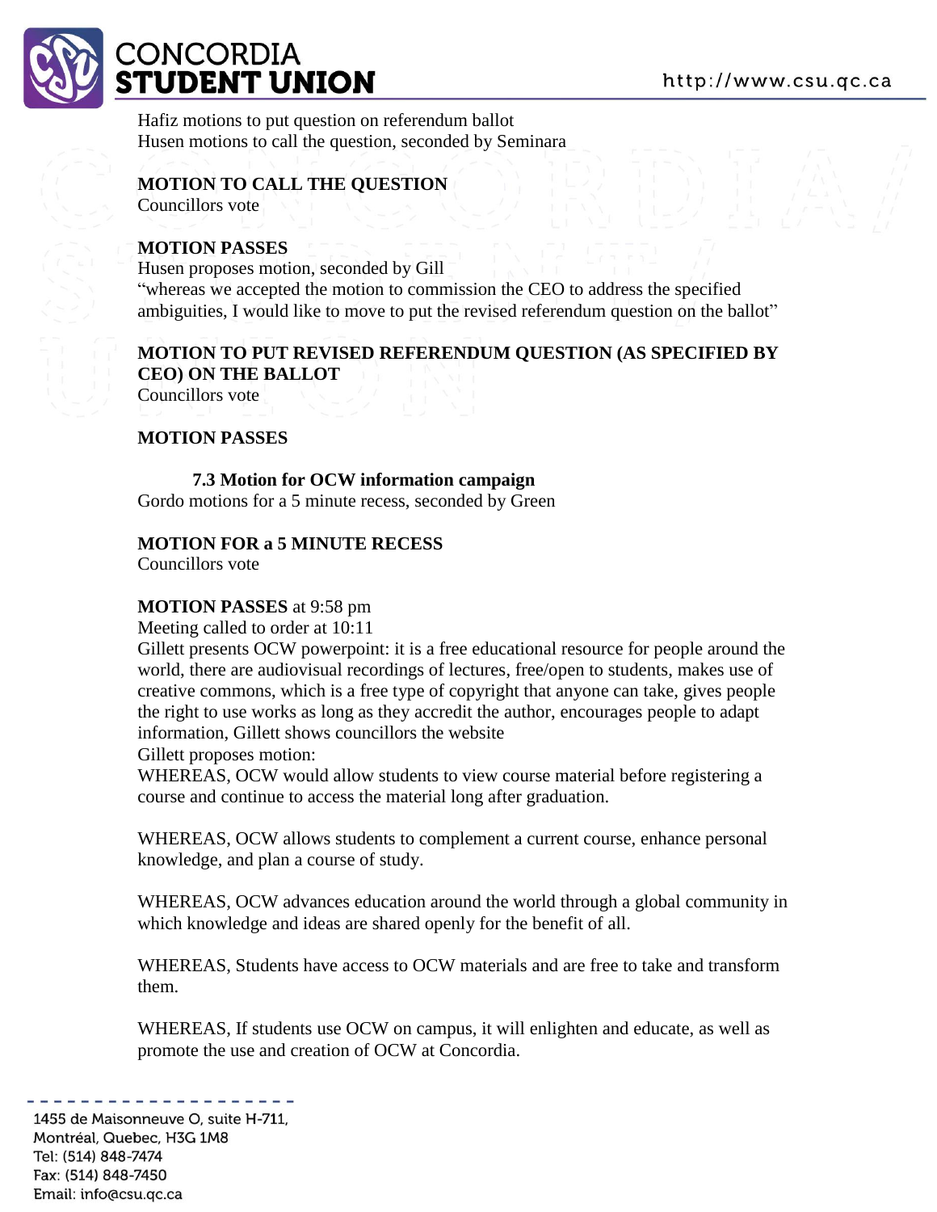Hafiz motions to put question on referendum ballot
Husen motions to call the question, seconded by Seminara

**MOTION TO CALL THE QUESTION**
Councillors vote

**MOTION PASSES**
Husen proposes motion, seconded by Gill
"whereas we accepted the motion to commission the CEO to address the specified ambiguities, I would like to move to put the revised referendum question on the ballot"

**MOTION TO PUT REVISED REFERENDUM QUESTION (AS SPECIFIED BY CEO) ON THE BALLOT**
Councillors vote

**MOTION PASSES**

**7.3 Motion for OCW information campaign**
Gordo motions for a 5 minute recess, seconded by Green

**MOTION FOR a 5 MINUTE RECESS**
Councillors vote

**MOTION PASSES** at 9:58 pm
Meeting called to order at 10:11
Gillett presents OCW powerpoint: it is a free educational resource for people around the world, there are audiovisual recordings of lectures, free/open to students, makes use of creative commons, which is a free type of copyright that anyone can take, gives people the right to use works as long as they accredit the author, encourages people to adapt information, Gillett shows councillors the website
Gillett proposes motion:
WHEREAS, OCW would allow students to view course material before registering a course and continue to access the material long after graduation.

WHEREAS, OCW allows students to complement a current course, enhance personal knowledge, and plan a course of study.

WHEREAS, OCW advances education around the world through a global community in which knowledge and ideas are shared openly for the benefit of all.

WHEREAS, Students have access to OCW materials and are free to take and transform them.

WHEREAS, If students use OCW on campus, it will enlighten and educate, as well as promote the use and creation of OCW at Concordia.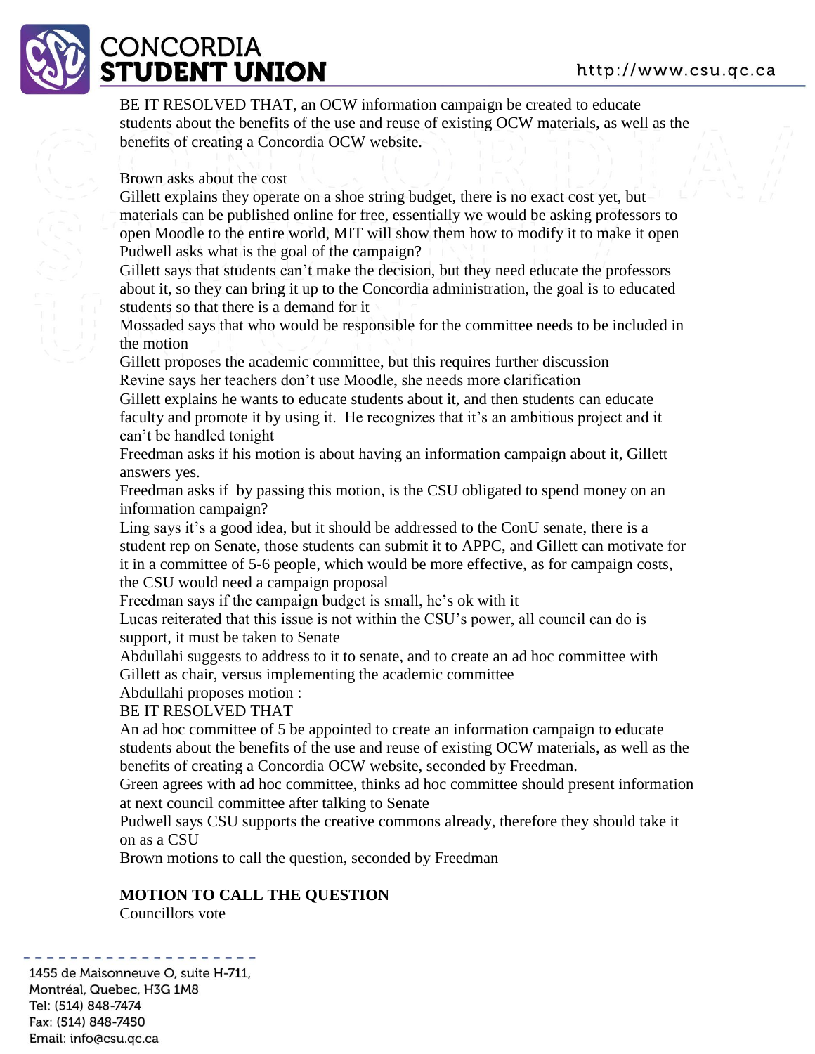BE IT RESOLVED THAT, an OCW information campaign be created to educate students about the benefits of the use and reuse of existing OCW materials, as well as the benefits of creating a Concordia OCW website.

Brown asks about the cost
Gillett explains they operate on a shoe string budget, there is no exact cost yet, but materials can be published online for free, essentially we would be asking professors to open Moodle to the entire world, MIT will show them how to modify it to make it open
Pudwell asks what is the goal of the campaign?
Gillett says that students can't make the decision, but they need educate the professors about it, so they can bring it up to the Concordia administration, the goal is to educated students so that there is a demand for it
Mossaded says that who would be responsible for the committee needs to be included in the motion
Gillett proposes the academic committee, but this requires further discussion
Revine says her teachers don't use Moodle, she needs more clarification
Gillett explains he wants to educate students about it, and then students can educate faculty and promote it by using it. He recognizes that it's an ambitious project and it can't be handled tonight
Freedman asks if his motion is about having an information campaign about it, Gillett answers yes.
Freedman asks if by passing this motion, is the CSU obligated to spend money on an information campaign?
Ling says it's a good idea, but it should be addressed to the ConU senate, there is a student rep on Senate, those students can submit it to APPC, and Gillett can motivate for it in a committee of 5-6 people, which would be more effective, as for campaign costs, the CSU would need a campaign proposal
Freedman says if the campaign budget is small, he's ok with it
Lucas reiterated that this issue is not within the CSU's power, all council can do is support, it must be taken to Senate
Abdullahi suggests to address to it to senate, and to create an ad hoc committee with Gillett as chair, versus implementing the academic committee
Abdullahi proposes motion :
BE IT RESOLVED THAT
An ad hoc committee of 5 be appointed to create an information campaign to educate students about the benefits of the use and reuse of existing OCW materials, as well as the benefits of creating a Concordia OCW website, seconded by Freedman.
Green agrees with ad hoc committee, thinks ad hoc committee should present information at next council committee after talking to Senate
Pudwell says CSU supports the creative commons already, therefore they should take it on as a CSU
Brown motions to call the question, seconded by Freedman

**MOTION TO CALL THE QUESTION**
Councillors vote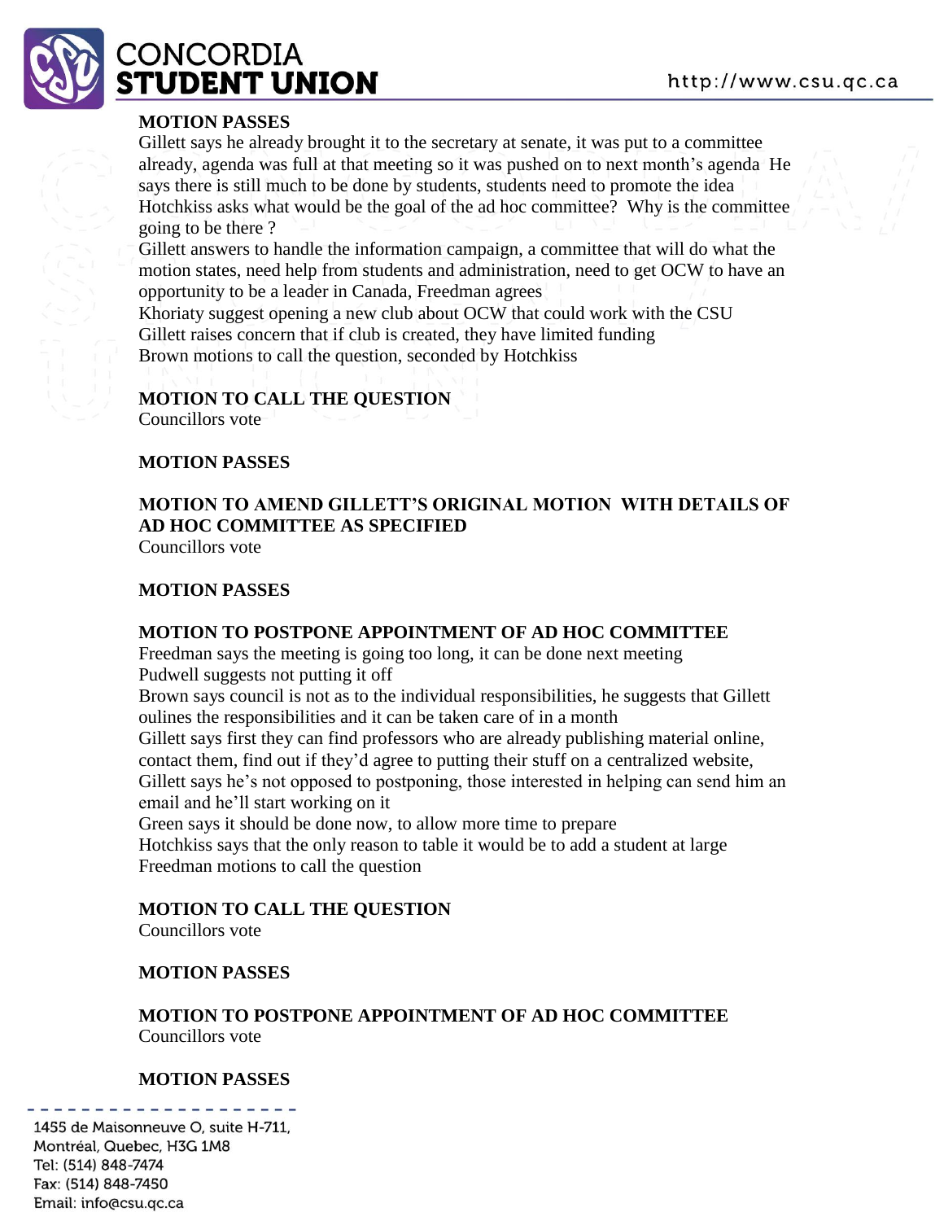**MOTION PASSES**

Gillett says he already brought it to the secretary at senate, it was put to a committee already, agenda was full at that meeting so it was pushed on to next month's agenda He says there is still much to be done by students, students need to promote the idea

Hotchkiss asks what would be the goal of the ad hoc committee? Why is the committee going to be there ?

Gillett answers to handle the information campaign, a committee that will do what the motion states, need help from students and administration, need to get OCW to have an opportunity to be a leader in Canada, Freedman agrees

Khoriaty suggest opening a new club about OCW that could work with the CSU

Gillett raises concern that if club is created, they have limited funding

Brown motions to call the question, seconded by Hotchkiss

**MOTION TO CALL THE QUESTION**

Councillors vote

**MOTION PASSES**

**MOTION TO AMEND GILLETT'S ORIGINAL MOTION WITH DETAILS OF AD HOC COMMITTEE AS SPECIFIED**

Councillors vote

**MOTION PASSES**

**MOTION TO POSTPONE APPOINTMENT OF AD HOC COMMITTEE**

Freedman says the meeting is going too long, it can be done next meeting

Pudwell suggests not putting it off

Brown says council is not as to the individual responsibilities, he suggests that Gillett oulines the responsibilities and it can be taken care of in a month

Gillett says first they can find professors who are already publishing material online, contact them, find out if they'd agree to putting their stuff on a centralized website,

Gillett says he's not opposed to postponing, those interested in helping can send him an email and he'll start working on it

Green says it should be done now, to allow more time to prepare

Hotchkiss says that the only reason to table it would be to add a student at large

Freedman motions to call the question

**MOTION TO CALL THE QUESTION**

Councillors vote

**MOTION PASSES**

**MOTION TO POSTPONE APPOINTMENT OF AD HOC COMMITTEE**

Councillors vote

**MOTION PASSES**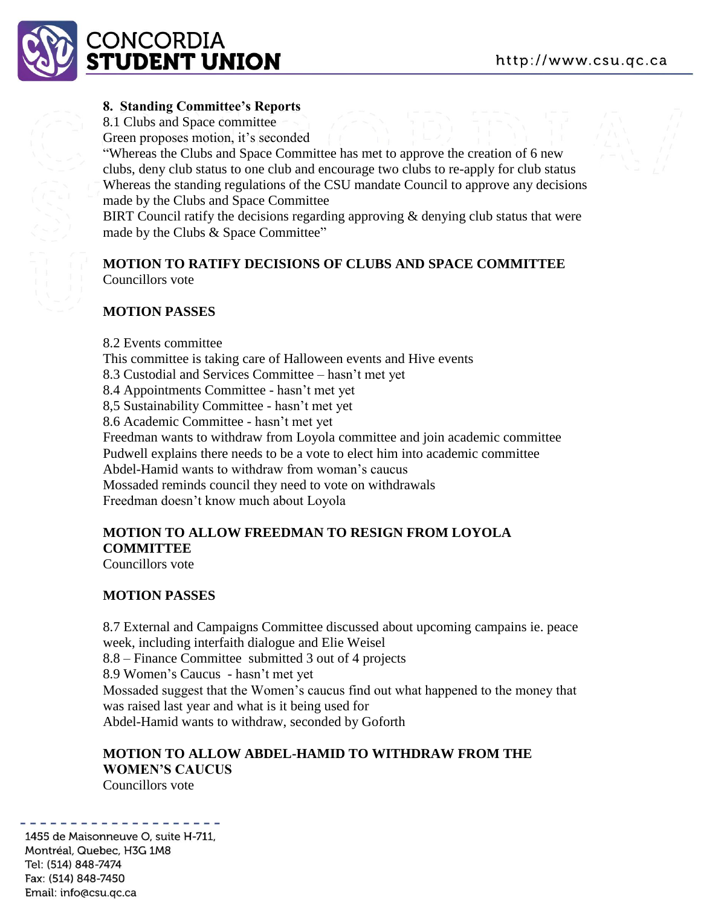## 8. Standing Committee's Reports

8.1 Clubs and Space committee
Green proposes motion, it's seconded
"Whereas the Clubs and Space Committee has met to approve the creation of 6 new clubs, deny club status to one club and encourage two clubs to re-apply for club status
Whereas the standing regulations of the CSU mandate Council to approve any decisions made by the Clubs and Space Committee
BIRT Council ratify the decisions regarding approving & denying club status that were made by the Clubs & Space Committee"

**MOTION TO RATIFY DECISIONS OF CLUBS AND SPACE COMMITTEE**
Councillors vote

**MOTION PASSES**

8.2 Events committee
This committee is taking care of Halloween events and Hive events
8.3 Custodial and Services Committee – hasn't met yet
8.4 Appointments Committee - hasn't met yet
8,5 Sustainability Committee - hasn't met yet
8.6 Academic Committee - hasn't met yet
Freedman wants to withdraw from Loyola committee and join academic committee
Pudwell explains there needs to be a vote to elect him into academic committee
Abdel-Hamid wants to withdraw from woman's caucus
Mossaded reminds council they need to vote on withdrawals
Freedman doesn't know much about Loyola

**MOTION TO ALLOW FREEDMAN TO RESIGN FROM LOYOLA COMMITTEE**
Councillors vote

**MOTION PASSES**

8.7 External and Campaigns Committee discussed about upcoming campains ie. peace week, including interfaith dialogue and Elie Weisel
8.8 – Finance Committee submitted 3 out of 4 projects
8.9 Women's Caucus - hasn't met yet
Mossaded suggest that the Women's caucus find out what happened to the money that was raised last year and what is it being used for
Abdel-Hamid wants to withdraw, seconded by Goforth

**MOTION TO ALLOW ABDEL-HAMID TO WITHDRAW FROM THE WOMEN'S CAUCUS**
Councillors vote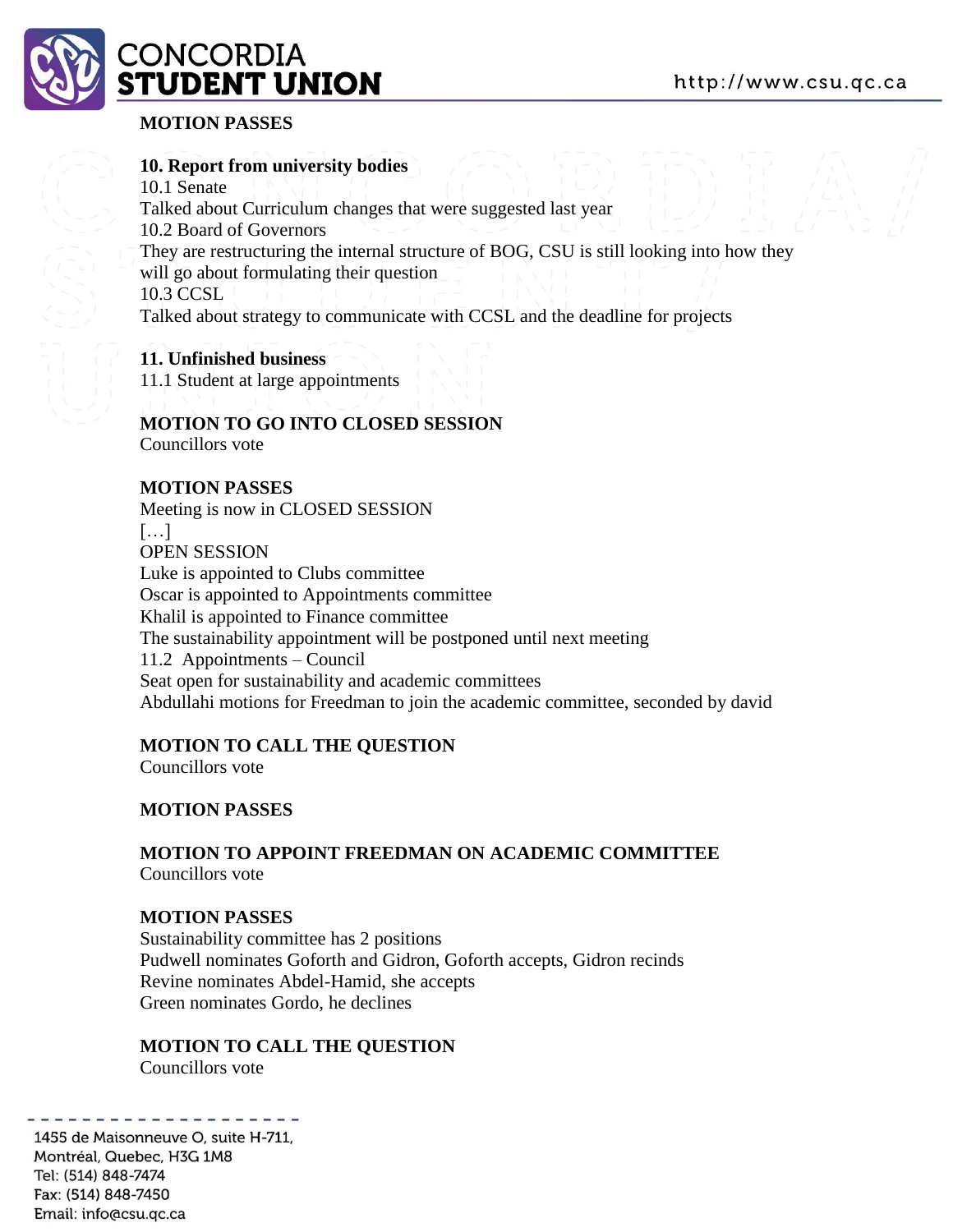**MOTION PASSES**

**10. Report from university bodies**

10.1 Senate

Talked about Curriculum changes that were suggested last year

10.2 Board of Governors

They are restructuring the internal structure of BOG, CSU is still looking into how they will go about formulating their question

10.3 CCSL

Talked about strategy to communicate with CCSL and the deadline for projects

**11. Unfinished business**

11.1 Student at large appointments

**MOTION TO GO INTO CLOSED SESSION**

Councillors vote

**MOTION PASSES**

Meeting is now in CLOSED SESSION

[…]

OPEN SESSION

Luke is appointed to Clubs committee

Oscar is appointed to Appointments committee

Khalil is appointed to Finance committee

The sustainability appointment will be postponed until next meeting

11.2 Appointments – Council

Seat open for sustainability and academic committees

Abdullahi motions for Freedman to join the academic committee, seconded by david

**MOTION TO CALL THE QUESTION**

Councillors vote

**MOTION PASSES**

**MOTION TO APPOINT FREEDMAN ON ACADEMIC COMMITTEE**

Councillors vote

**MOTION PASSES**

Sustainability committee has 2 positions

Pudwell nominates Goforth and Gidron, Goforth accepts, Gidron recinds

Revine nominates Abdel-Hamid, she accepts

Green nominates Gordo, he declines

**MOTION TO CALL THE QUESTION**

Councillors vote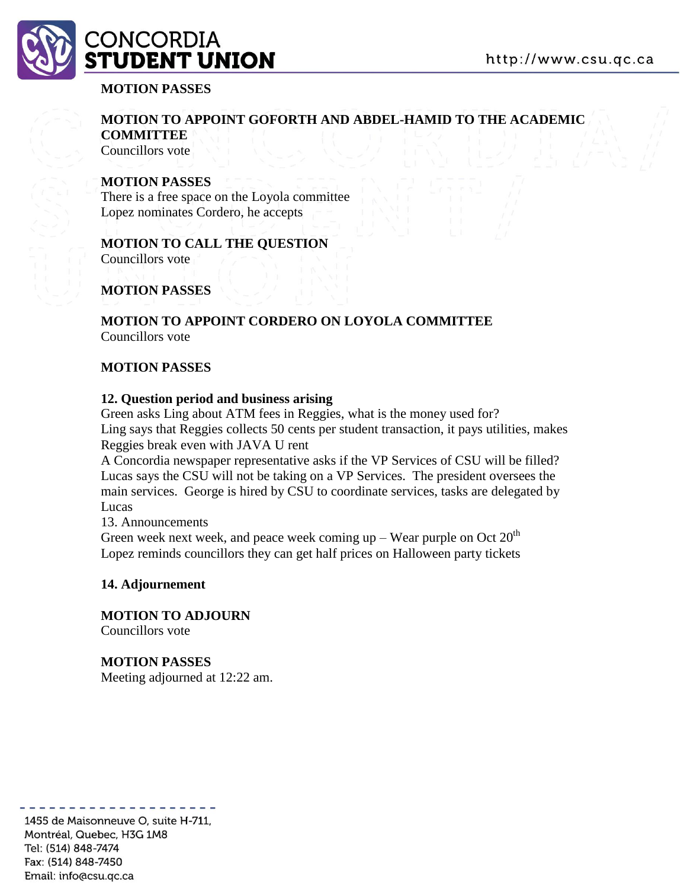**MOTION PASSES**

**MOTION TO APPOINT GOFORTH AND ABDEL-HAMID TO THE ACADEMIC COMMITTEE**
Councillors vote

**MOTION PASSES**
There is a free space on the Loyola committee
Lopez nominates Cordero, he accepts

**MOTION TO CALL THE QUESTION**
Councillors vote

**MOTION PASSES**

**MOTION TO APPOINT CORDERO ON LOYOLA COMMITTEE**
Councillors vote

**MOTION PASSES**

**12. Question period and business arising**
Green asks Ling about ATM fees in Reggies, what is the money used for?
Ling says that Reggies collects 50 cents per student transaction, it pays utilities, makes Reggies break even with JAVA U rent
A Concordia newspaper representative asks if the VP Services of CSU will be filled?
Lucas says the CSU will not be taking on a VP Services. The president oversees the main services. George is hired by CSU to coordinate services, tasks are delegated by Lucas
13. Announcements
Green week next week, and peace week coming up – Wear purple on Oct 20th
Lopez reminds councillors they can get half prices on Halloween party tickets

**14. Adjournement**

**MOTION TO ADJOURN**
Councillors vote

**MOTION PASSES**
Meeting adjourned at 12:22 am.